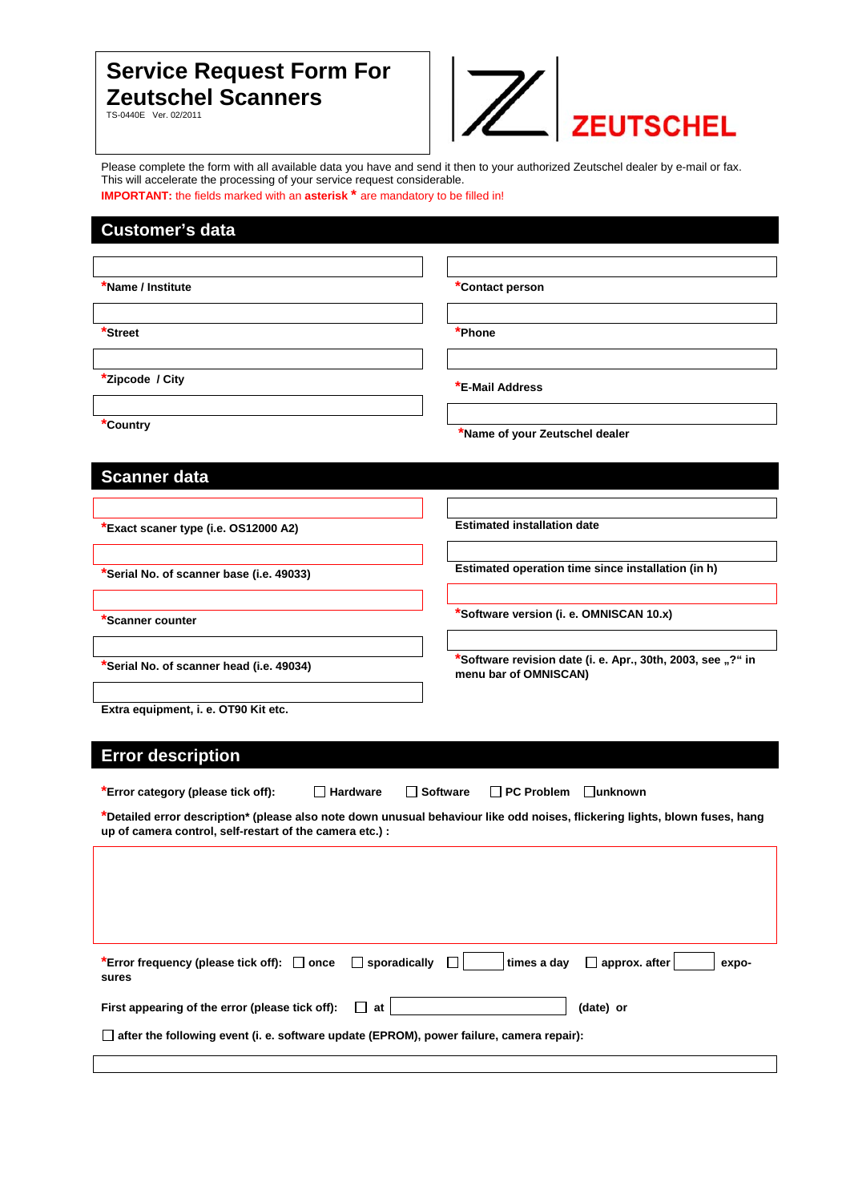# Service Request Form For Zeutschel Scanners

TS-0440E Ver. 02/2011

ZEUTSCHEL

Please complete the form with all available data you have and send it then to your authorized Zeutschel dealer by e-mail or fax. This will accelerate the processing of your service request considerable.

**IMPORTANT:** the fields marked with an **asterisk** * are mandatory to be filled in!

## Customer's data

***Name / Institute**

***Street**

***Zipcode / City**

***Country**

***Contact person**

***Phone**

***E-Mail Address**

***Name of your Zeutschel dealer**

## Scanner data

***Exact scaner type (i.e. OS12000 A2)**

***Serial No. of scanner base (i.e. 49033)**

***Scanner counter**

***Serial No. of scanner head (i.e. 49034)**

**Extra equipment, i. e. OT90 Kit etc.**

**Estimated installation date**

**Estimated operation time since installation (in h)**

***Software version (i. e. OMNISCAN 10.x)**

***Software revision date (i. e. Apr., 30th, 2003, see „?" in menu bar of OMNISCAN)**

## Error description

***Error category (please tick off):** ☐ Hardware ☐ Software ☐ PC Problem ☐ unknown

***Detailed error description* (please also note down unusual behaviour like odd noises, flickering lights, blown fuses, hang up of camera control, self-restart of the camera etc.) :**

***Error frequency (please tick off):** ☐ once ☐ sporadically ☐ ____ times a day ☐ approx. after ____ exposures

**First appearing of the error (please tick off):** ☐ at ____________ **(date) or**

☐ **after the following event (i. e. software update (EPROM), power failure, camera repair):**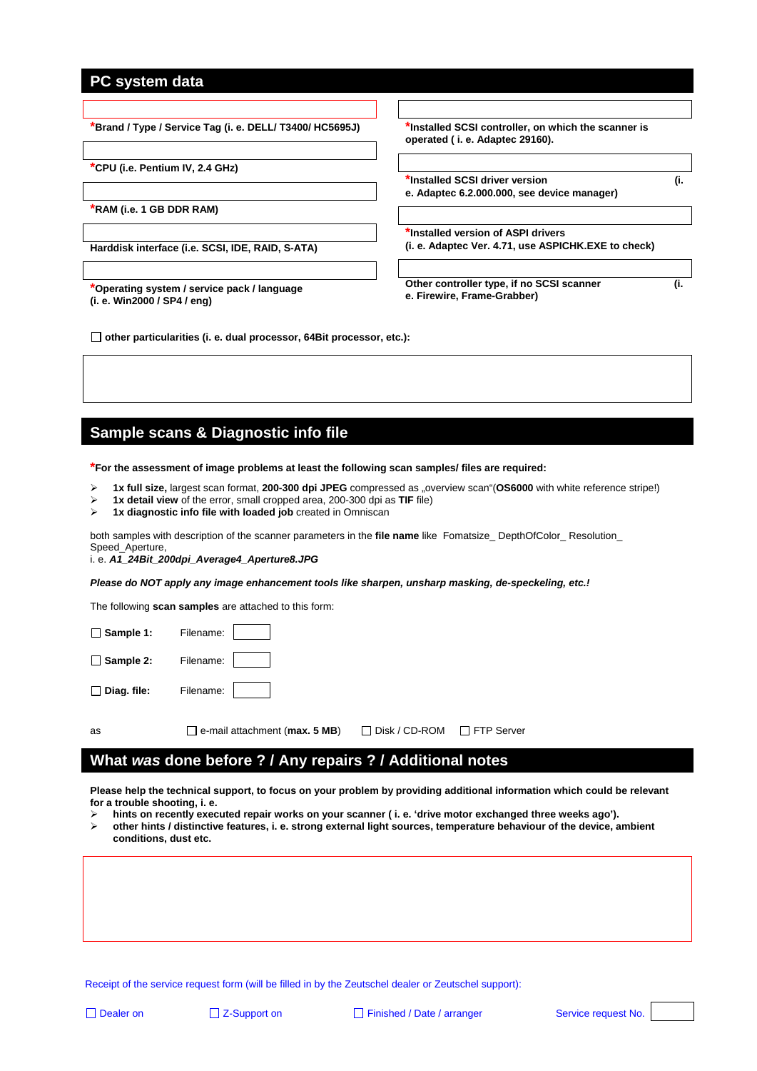## PC system data

*Brand / Type / Service Tag (i. e. DELL/ T3400/ HC5695J)

*CPU (i.e. Pentium IV, 2.4 GHz)

*RAM (i.e. 1 GB DDR RAM)

Harddisk interface (i.e. SCSI, IDE, RAID, S-ATA)

*Operating system / service pack / language (i. e. Win2000 / SP4 / eng)

*Installed SCSI controller, on which the scanner is operated ( i. e. Adaptec 29160).

*Installed SCSI driver version (i. e. Adaptec 6.2.000.000, see device manager)

*Installed version of ASPI drivers (i. e. Adaptec Ver. 4.71, use ASPICHK.EXE to check)

Other controller type, if no SCSI scanner (i. e. Firewire, Frame-Grabber)

☐ **other particularities (i. e. dual processor, 64Bit processor, etc.):**

## Sample scans & Diagnostic info file

***For the assessment of image problems at least the following scan samples/ files are required:**

- **1x full size,** largest scan format, **200-300 dpi JPEG** compressed as „overview scan"(**OS6000** with white reference stripe!)
- **1x detail view** of the error, small cropped area, 200-300 dpi as **TIF** file)
- **1x diagnostic info file with loaded job** created in Omniscan

both samples with description of the scanner parameters in the **file name** like Fomatsize_ DepthOfColor_ Resolution_ Speed_Aperture,
i. e. ***A1_24Bit_200dpi_Average4_Aperture8.JPG***

***Please do NOT apply any image enhancement tools like sharpen, unsharp masking, de-speckeling, etc.!***

The following **scan samples** are attached to this form:

☐ **Sample 1:** Filename:

☐ **Sample 2:** Filename:

☐ **Diag. file:** Filename:

as ☐ e-mail attachment (**max. 5 MB**) ☐ Disk / CD-ROM ☐ FTP Server

## What *was* done before ? / Any repairs ? / Additional notes

**Please help the technical support, to focus on your problem by providing additional information which could be relevant for a trouble shooting, i. e.**

- **hints on recently executed repair works on your scanner ( i. e. 'drive motor exchanged three weeks ago').**
- **other hints / distinctive features, i. e. strong external light sources, temperature behaviour of the device, ambient conditions, dust etc.**

Receipt of the service request form (will be filled in by the Zeutschel dealer or Zeutschel support):

☐ Dealer on ☐ Z-Support on ☐ Finished / Date / arranger Service request No.